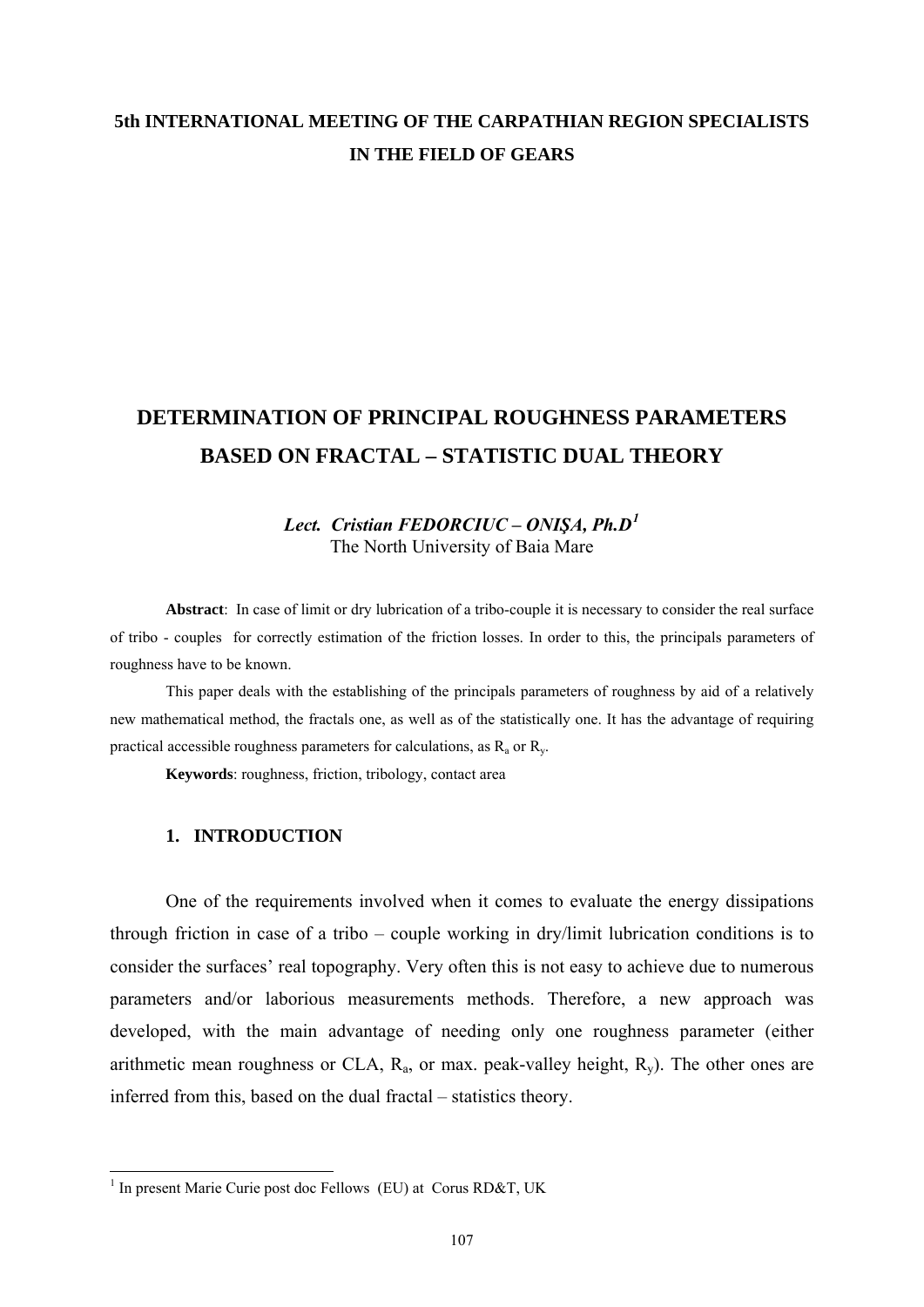**5th INTERNATIONAL MEETING OF THE CARPATHIAN REGION SPECIALISTS IN THE FIELD OF GEARS**

# DETERMINATION OF PRINCIPAL ROUGHNESS PARAMETERS BASED ON FRACTAL – STATISTIC DUAL THEORY

***Lect. Cristian FEDORCIUC – ONIŞA, Ph.D***[1]
The North University of Baia Mare

**Abstract**: In case of limit or dry lubrication of a tribo-couple it is necessary to consider the real surface of tribo - couples for correctly estimation of the friction losses. In order to this, the principals parameters of roughness have to be known.

This paper deals with the establishing of the principals parameters of roughness by aid of a relatively new mathematical method, the fractals one, as well as of the statistically one. It has the advantage of requiring practical accessible roughness parameters for calculations, as $R_a$ or $R_y$.

**Keywords**: roughness, friction, tribology, contact area

## 1. INTRODUCTION

One of the requirements involved when it comes to evaluate the energy dissipations through friction in case of a tribo – couple working in dry/limit lubrication conditions is to consider the surfaces' real topography. Very often this is not easy to achieve due to numerous parameters and/or laborious measurements methods. Therefore, a new approach was developed, with the main advantage of needing only one roughness parameter (either arithmetic mean roughness or CLA, $R_a$, or max. peak-valley height, $R_y$). The other ones are inferred from this, based on the dual fractal – statistics theory.

[1] In present Marie Curie post doc Fellows (EU) at Corus RD&T, UK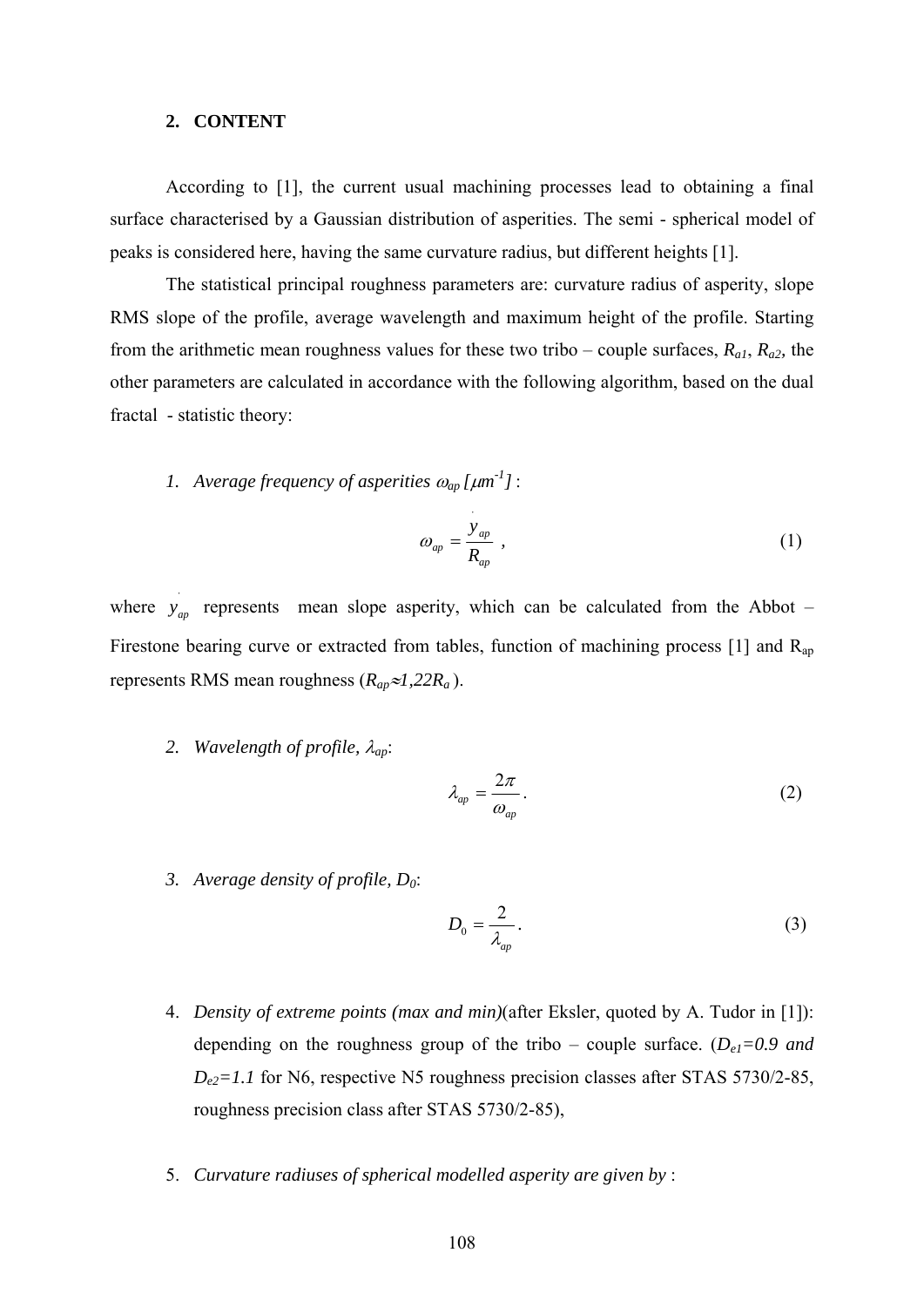## 2. CONTENT

According to [1], the current usual machining processes lead to obtaining a final surface characterised by a Gaussian distribution of asperities. The semi - spherical model of peaks is considered here, having the same curvature radius, but different heights [1].

The statistical principal roughness parameters are: curvature radius of asperity, slope RMS slope of the profile, average wavelength and maximum height of the profile. Starting from the arithmetic mean roughness values for these two tribo – couple surfaces, $R_{a1}$, $R_{a2}$, the other parameters are calculated in accordance with the following algorithm, based on the dual fractal - statistic theory:

1. *Average frequency of asperities $\omega_{ap}$ [$\mu m^{-1}$]* :

$$\omega_{ap} = \frac{\dot{y}_{ap}}{R_{ap}} \ , \qquad (1)$$

where $\dot{y}_{ap}$ represents mean slope asperity, which can be calculated from the Abbot – Firestone bearing curve or extracted from tables, function of machining process [1] and $R_{ap}$ represents RMS mean roughness ($R_{ap} \approx 1{,}22 R_a$).

2. *Wavelength of profile, $\lambda_{ap}$*:

$$\lambda_{ap} = \frac{2\pi}{\omega_{ap}} . \qquad (2)$$

3. *Average density of profile, $D_0$*:

$$D_0 = \frac{2}{\lambda_{ap}} . \qquad (3)$$

4. *Density of extreme points (max and min)*(after Eksler, quoted by A. Tudor in [1]): depending on the roughness group of the tribo – couple surface. (*$D_{e1}=0.9$ and $D_{e2}=1.1$* for N6, respective N5 roughness precision classes after STAS 5730/2-85, roughness precision class after STAS 5730/2-85),

5. *Curvature radiuses of spherical modelled asperity are given by* :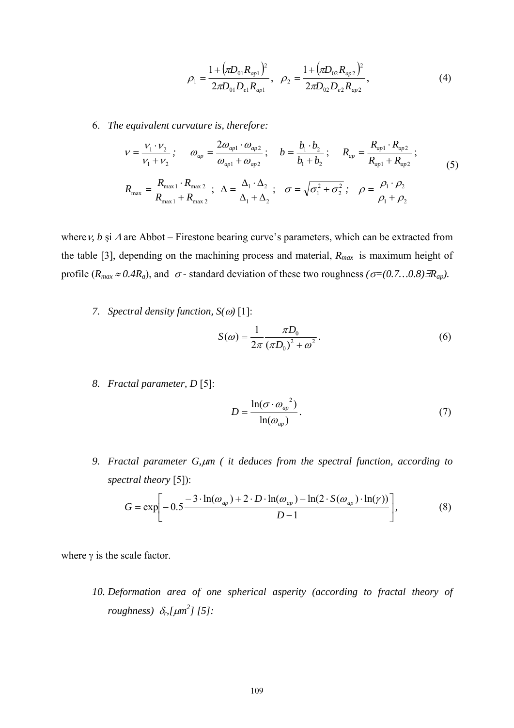$$\rho_1 = \frac{1+\left(\pi D_{01} R_{ap1}\right)^2}{2\pi D_{01} D_{e1} R_{ap1}}, \quad \rho_2 = \frac{1+\left(\pi D_{02} R_{ap2}\right)^2}{2\pi D_{02} D_{e2} R_{ap2}}, \tag{4}$$

6. *The equivalent curvature is, therefore:*

$$\nu = \frac{\nu_1 \cdot \nu_2}{\nu_1 + \nu_2}; \quad \omega_{ap} = \frac{2\omega_{ap1} \cdot \omega_{ap2}}{\omega_{ap1} + \omega_{ap2}}; \quad b = \frac{b_1 \cdot b_2}{b_1 + b_2}; \quad R_{ap} = \frac{R_{ap1} \cdot R_{ap2}}{R_{ap1} + R_{ap2}};$$
$$R_{max} = \frac{R_{max\,1} \cdot R_{max\,2}}{R_{max\,1} + R_{max\,2}}; \quad \Delta = \frac{\Delta_1 \cdot \Delta_2}{\Delta_1 + \Delta_2}; \quad \sigma = \sqrt{\sigma_1^2 + \sigma_2^2}; \quad \rho = \frac{\rho_1 \cdot \rho_2}{\rho_1 + \rho_2} \tag{5}$$

where $\nu$, $b$ şi $\Delta$ are Abbot – Firestone bearing curve's parameters, which can be extracted from the table [3], depending on the machining process and material, $R_{max}$ is maximum height of profile ($R_{max} \approx 0.4R_a$), and $\sigma$ - standard deviation of these two roughness *($\sigma$=(0.7…0.8)∃$R_{ap}$).*

7. *Spectral density function, $S(\omega)$* [1]:

$$S(\omega) = \frac{1}{2\pi} \frac{\pi D_0}{(\pi D_0)^2 + \omega^2}. \tag{6}$$

8. *Fractal parameter, D* [5]:

$$D = \frac{\ln(\sigma \cdot \omega_{ap}{}^2)}{\ln(\omega_{ap})}. \tag{7}$$

9. *Fractal parameter G,$\mu$m ( it deduces from the spectral function, according to spectral theory* [5]):

$$G = \exp\left[-0.5 \frac{-3 \cdot \ln(\omega_{ap}) + 2 \cdot D \cdot \ln(\omega_{ap}) - \ln(2 \cdot S(\omega_{ap}) \cdot \ln(\gamma))}{D-1}\right], \tag{8}$$

where $\gamma$ is the scale factor.

10. *Deformation area of one spherical asperity (according to fractal theory of roughness) $\delta_r$,[$\mu m^2$] [5]:*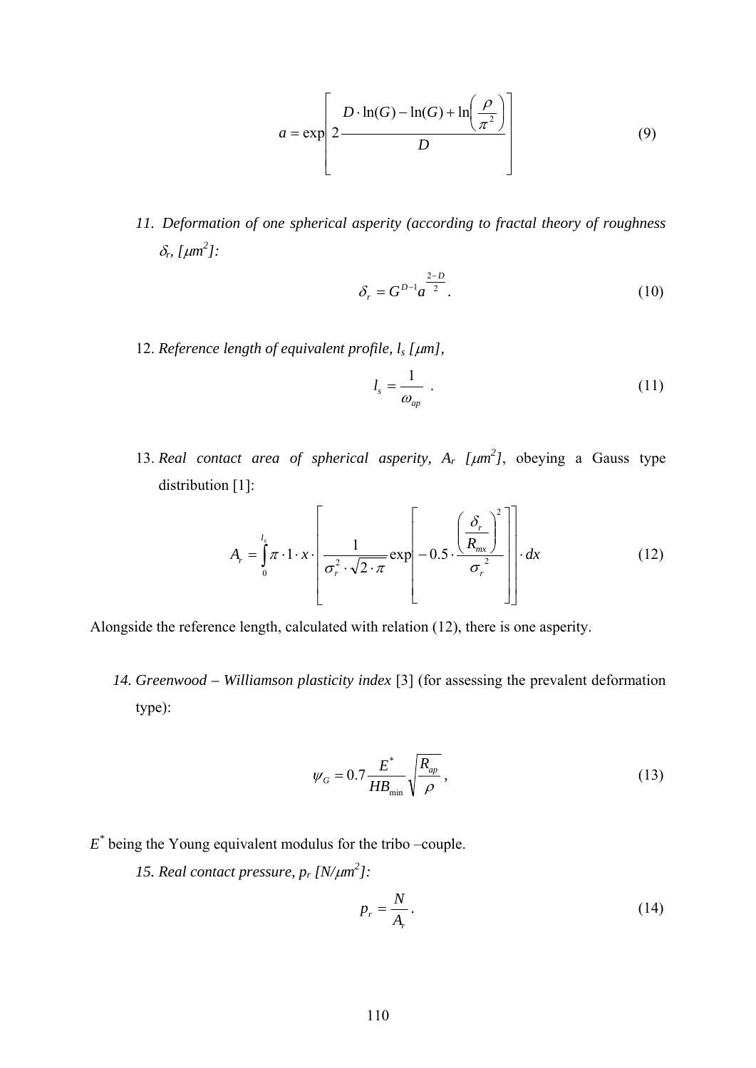$$a = \exp\left[2\frac{D\cdot\ln(G) - \ln(G) + \ln\left(\frac{\rho}{\pi^2}\right)}{D}\right] \tag{9}$$

11. *Deformation of one spherical asperity (according to fractal theory of roughness $\delta_r$, [$\mu m^2$]:*

$$\delta_r = G^{D-1} a^{\frac{2-D}{2}}. \tag{10}$$

12. *Reference length of equivalent profile, $l_s$ [$\mu m$],*

$$l_s = \frac{1}{\omega_{ap}}. \tag{11}$$

13. *Real contact area of spherical asperity, $A_r$ [$\mu m^2$]*, obeying a Gauss type distribution [1]:

$$A_r = \int_0^{l_s} \pi\cdot 1\cdot x\cdot\left[\frac{1}{\sigma_r^2\cdot\sqrt{2\cdot\pi}}\exp\left[-0.5\cdot\frac{\left(\frac{\delta_r}{R_{mx}}\right)^2}{\sigma_r^{\;2}}\right]\right]\cdot dx \tag{12}$$

Alongside the reference length, calculated with relation (12), there is one asperity.

14. *Greenwood – Williamson plasticity index* [3] (for assessing the prevalent deformation type):

$$\psi_G = 0.7\frac{E^*}{HB_{\min}}\sqrt{\frac{R_{ap}}{\rho}}, \tag{13}$$

$E^*$ being the Young equivalent modulus for the tribo –couple.

15. *Real contact pressure, $p_r$ [$N/\mu m^2$]:*

$$p_r = \frac{N}{A_r}. \tag{14}$$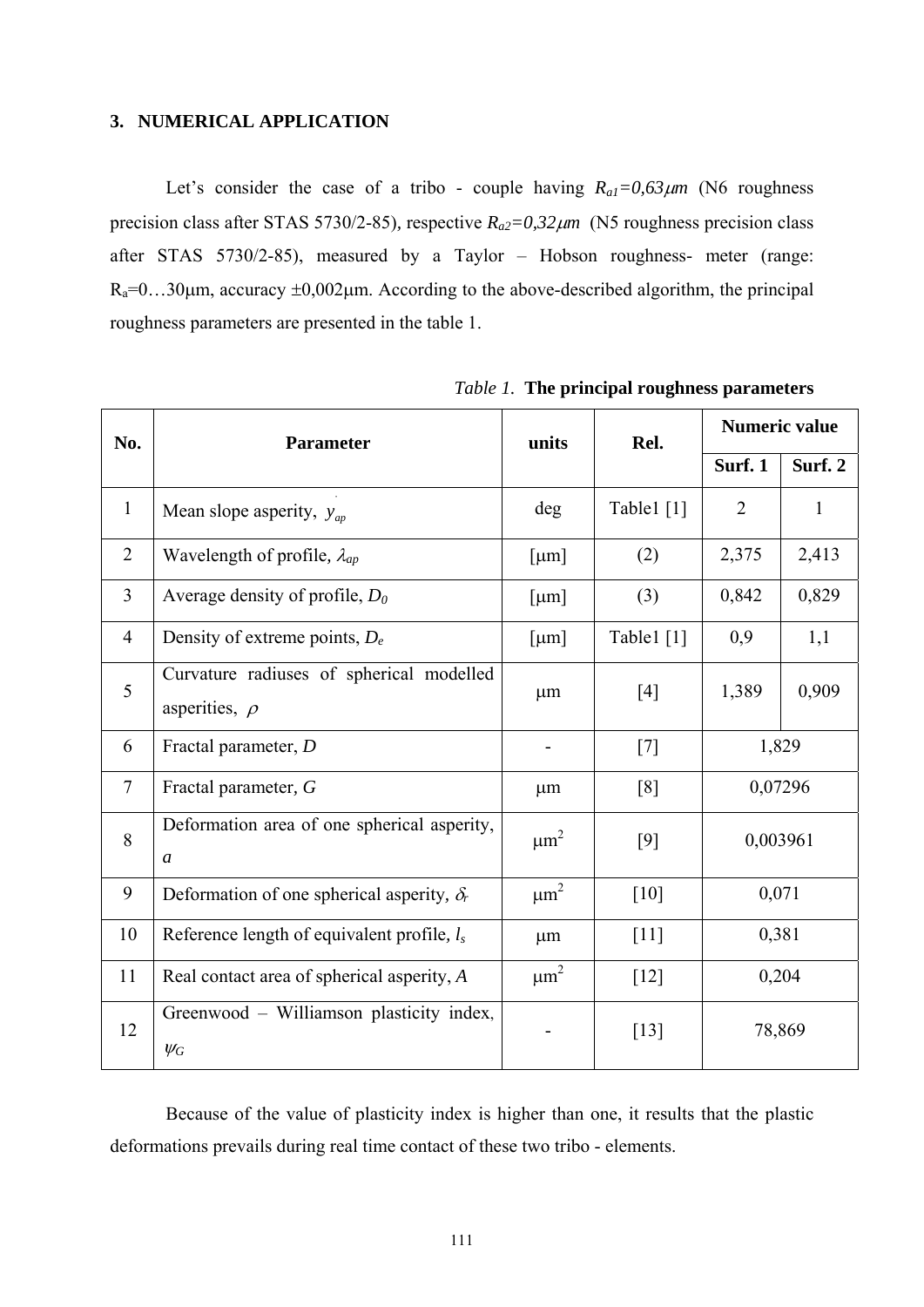## 3. NUMERICAL APPLICATION

Let's consider the case of a tribo - couple having $R_{a1}=0{,}63\mu m$ (N6 roughness precision class after STAS 5730/2-85), respective $R_{a2}=0{,}32\mu m$ (N5 roughness precision class after STAS 5730/2-85), measured by a Taylor – Hobson roughness- meter (range: $R_a$=0…30μm, accuracy ±0,002μm. According to the above-described algorithm, the principal roughness parameters are presented in the table 1.

*Table 1.* **The principal roughness parameters**

| No. | Parameter | units | Rel. | Numeric value | |
|---|---|---|---|---|---|
| | | | | **Surf. 1** | **Surf. 2** |
| 1 | Mean slope asperity, $\dot{y}_{ap}$ | deg | Table1 [1] | 2 | 1 |
| 2 | Wavelength of profile, $\lambda_{ap}$ | [μm] | (2) | 2,375 | 2,413 |
| 3 | Average density of profile, $D_0$ | [μm] | (3) | 0,842 | 0,829 |
| 4 | Density of extreme points, $D_e$ | [μm] | Table1 [1] | 0,9 | 1,1 |
| 5 | Curvature radiuses of spherical modelled asperities, $\rho$ | μm | [4] | 1,389 | 0,909 |
| 6 | Fractal parameter, $D$ | - | [7] | 1,829 | |
| 7 | Fractal parameter, $G$ | μm | [8] | 0,07296 | |
| 8 | Deformation area of one spherical asperity, $a$ | $\mu m^2$ | [9] | 0,003961 | |
| 9 | Deformation of one spherical asperity, $\delta_r$ | $\mu m^2$ | [10] | 0,071 | |
| 10 | Reference length of equivalent profile, $l_s$ | μm | [11] | 0,381 | |
| 11 | Real contact area of spherical asperity, $A$ | $\mu m^2$ | [12] | 0,204 | |
| 12 | Greenwood – Williamson plasticity index, $\psi_G$ | - | [13] | 78,869 | |

Because of the value of plasticity index is higher than one, it results that the plastic deformations prevails during real time contact of these two tribo - elements.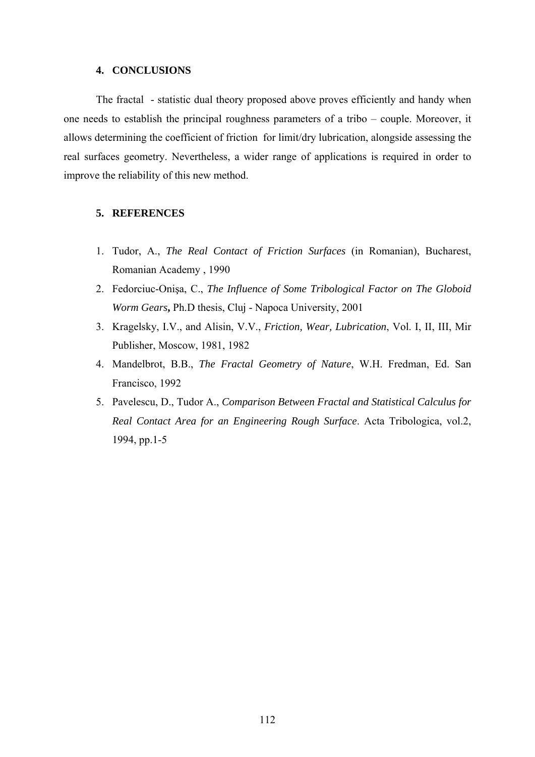## 4. CONCLUSIONS

The fractal - statistic dual theory proposed above proves efficiently and handy when one needs to establish the principal roughness parameters of a tribo – couple. Moreover, it allows determining the coefficient of friction for limit/dry lubrication, alongside assessing the real surfaces geometry. Nevertheless, a wider range of applications is required in order to improve the reliability of this new method.

## 5. REFERENCES

1. Tudor, A., *The Real Contact of Friction Surfaces* (in Romanian), Bucharest, Romanian Academy , 1990
2. Fedorciuc-Onişa, C., *The Influence of Some Tribological Factor on The Globoid Worm Gears***,** Ph.D thesis, Cluj - Napoca University, 2001
3. Kragelsky, I.V., and Alisin, V.V., *Friction, Wear, Lubrication*, Vol. I, II, III, Mir Publisher, Moscow, 1981, 1982
4. Mandelbrot, B.B., *The Fractal Geometry of Nature*, W.H. Fredman, Ed. San Francisco, 1992
5. Pavelescu, D., Tudor A., *Comparison Between Fractal and Statistical Calculus for Real Contact Area for an Engineering Rough Surface*. Acta Tribologica, vol.2, 1994, pp.1-5